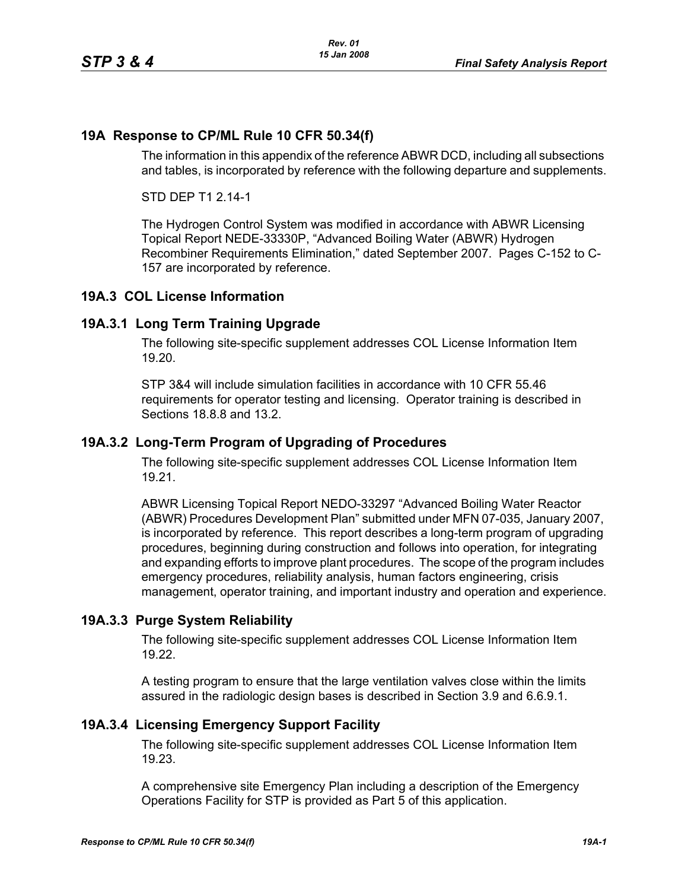## 19A Response to CP/ML Rule 10 CFR 50.34(f)

The information in this appendix of the reference ABWR DCD, including all subsections and tables, is incorporated by reference with the following departure and supplements.

STD DEP T1 2.14-1

The Hydrogen Control System was modified in accordance with ABWR Licensing Topical Report NEDE-33330P, "Advanced Boiling Water (ABWR) Hydrogen Recombiner Requirements Elimination," dated September 2007. Pages C-152 to C-157 are incorporated by reference.

## 19A.3 COL License Information

### 19A.3.1 Long Term Training Upgrade

The following site-specific supplement addresses COL License Information Item 19.20.

STP 3&4 will include simulation facilities in accordance with 10 CFR 55.46 requirements for operator testing and licensing. Operator training is described in Sections 18.8.8 and 13.2.

### 19A.3.2 Long-Term Program of Upgrading of Procedures

The following site-specific supplement addresses COL License Information Item 19.21.

ABWR Licensing Topical Report NEDO-33297 "Advanced Boiling Water Reactor (ABWR) Procedures Development Plan" submitted under MFN 07-035, January 2007, is incorporated by reference. This report describes a long-term program of upgrading procedures, beginning during construction and follows into operation, for integrating and expanding efforts to improve plant procedures. The scope of the program includes emergency procedures, reliability analysis, human factors engineering, crisis management, operator training, and important industry and operation and experience.

### 19A.3.3 Purge System Reliability

The following site-specific supplement addresses COL License Information Item 19.22.

A testing program to ensure that the large ventilation valves close within the limits assured in the radiologic design bases is described in Section 3.9 and 6.6.9.1.

### 19A.3.4 Licensing Emergency Support Facility

The following site-specific supplement addresses COL License Information Item 19.23.

A comprehensive site Emergency Plan including a description of the Emergency Operations Facility for STP is provided as Part 5 of this application.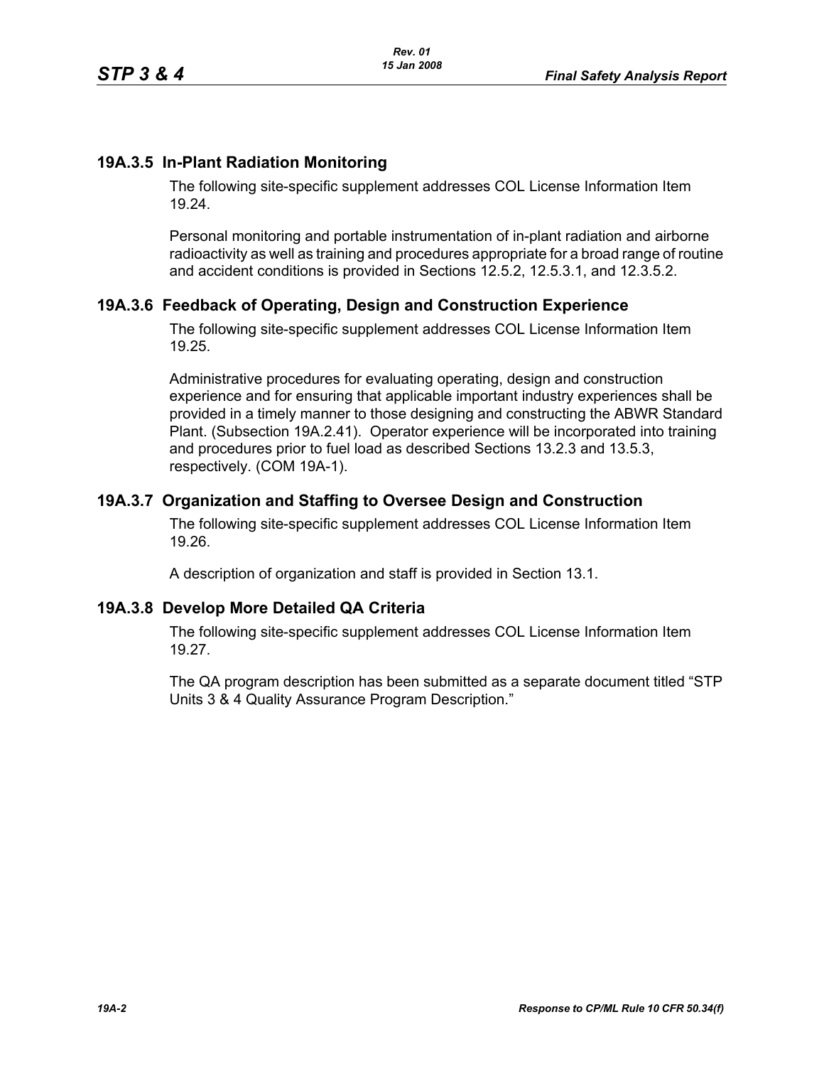### 19A.3.5 In-Plant Radiation Monitoring

The following site-specific supplement addresses COL License Information Item 19.24.

Personal monitoring and portable instrumentation of in-plant radiation and airborne radioactivity as well as training and procedures appropriate for a broad range of routine and accident conditions is provided in Sections 12.5.2, 12.5.3.1, and 12.3.5.2.

### 19A.3.6 Feedback of Operating, Design and Construction Experience

The following site-specific supplement addresses COL License Information Item 19.25.

Administrative procedures for evaluating operating, design and construction experience and for ensuring that applicable important industry experiences shall be provided in a timely manner to those designing and constructing the ABWR Standard Plant. (Subsection 19A.2.41). Operator experience will be incorporated into training and procedures prior to fuel load as described Sections 13.2.3 and 13.5.3, respectively. (COM 19A-1).

### 19A.3.7 Organization and Staffing to Oversee Design and Construction

The following site-specific supplement addresses COL License Information Item 19.26.

A description of organization and staff is provided in Section 13.1.

### 19A.3.8 Develop More Detailed QA Criteria

The following site-specific supplement addresses COL License Information Item 19.27.

The QA program description has been submitted as a separate document titled "STP Units 3 & 4 Quality Assurance Program Description."